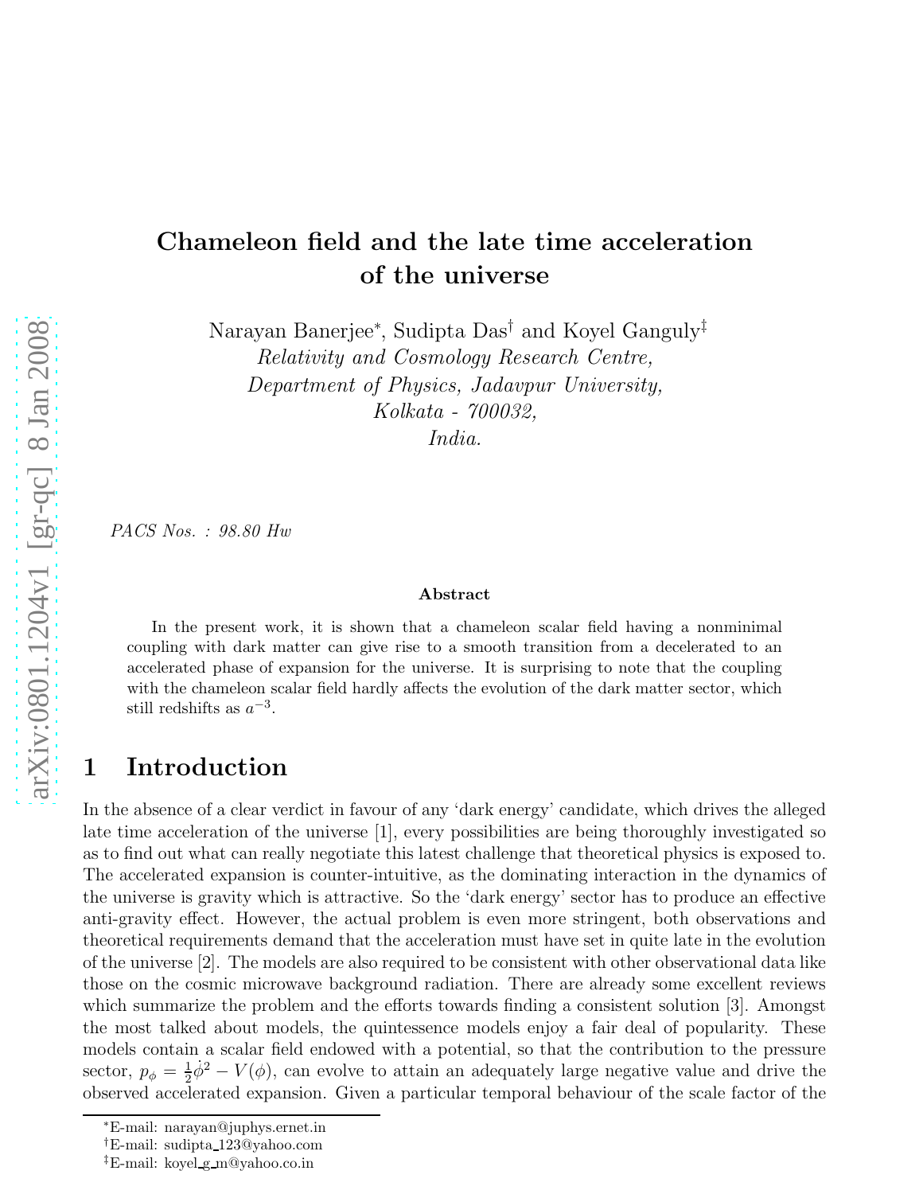# Chameleon field and the late time acceleration of the universe

Narayan Banerjee[*], Sudipta Das[†] and Koyel Ganguly[‡]

*Relativity and Cosmology Research Centre,*
*Department of Physics, Jadavpur University,*
*Kolkata - 700032,*
*India.*

*PACS Nos. : 98.80 Hw*

### Abstract

In the present work, it is shown that a chameleon scalar field having a nonminimal coupling with dark matter can give rise to a smooth transition from a decelerated to an accelerated phase of expansion for the universe. It is surprising to note that the coupling with the chameleon scalar field hardly affects the evolution of the dark matter sector, which still redshifts as $a^{-3}$.

## 1 Introduction

In the absence of a clear verdict in favour of any 'dark energy' candidate, which drives the alleged late time acceleration of the universe [1], every possibilities are being thoroughly investigated so as to find out what can really negotiate this latest challenge that theoretical physics is exposed to. The accelerated expansion is counter-intuitive, as the dominating interaction in the dynamics of the universe is gravity which is attractive. So the 'dark energy' sector has to produce an effective anti-gravity effect. However, the actual problem is even more stringent, both observations and theoretical requirements demand that the acceleration must have set in quite late in the evolution of the universe [2]. The models are also required to be consistent with other observational data like those on the cosmic microwave background radiation. There are already some excellent reviews which summarize the problem and the efforts towards finding a consistent solution [3]. Amongst the most talked about models, the quintessence models enjoy a fair deal of popularity. These models contain a scalar field endowed with a potential, so that the contribution to the pressure sector, $p_\phi = \frac{1}{2}\dot{\phi}^2 - V(\phi)$, can evolve to attain an adequately large negative value and drive the observed accelerated expansion. Given a particular temporal behaviour of the scale factor of the

---

[*] E-mail: narayan@juphys.ernet.in
[†] E-mail: sudipta_123@yahoo.com
[‡] E-mail: koyel_g_m@yahoo.co.in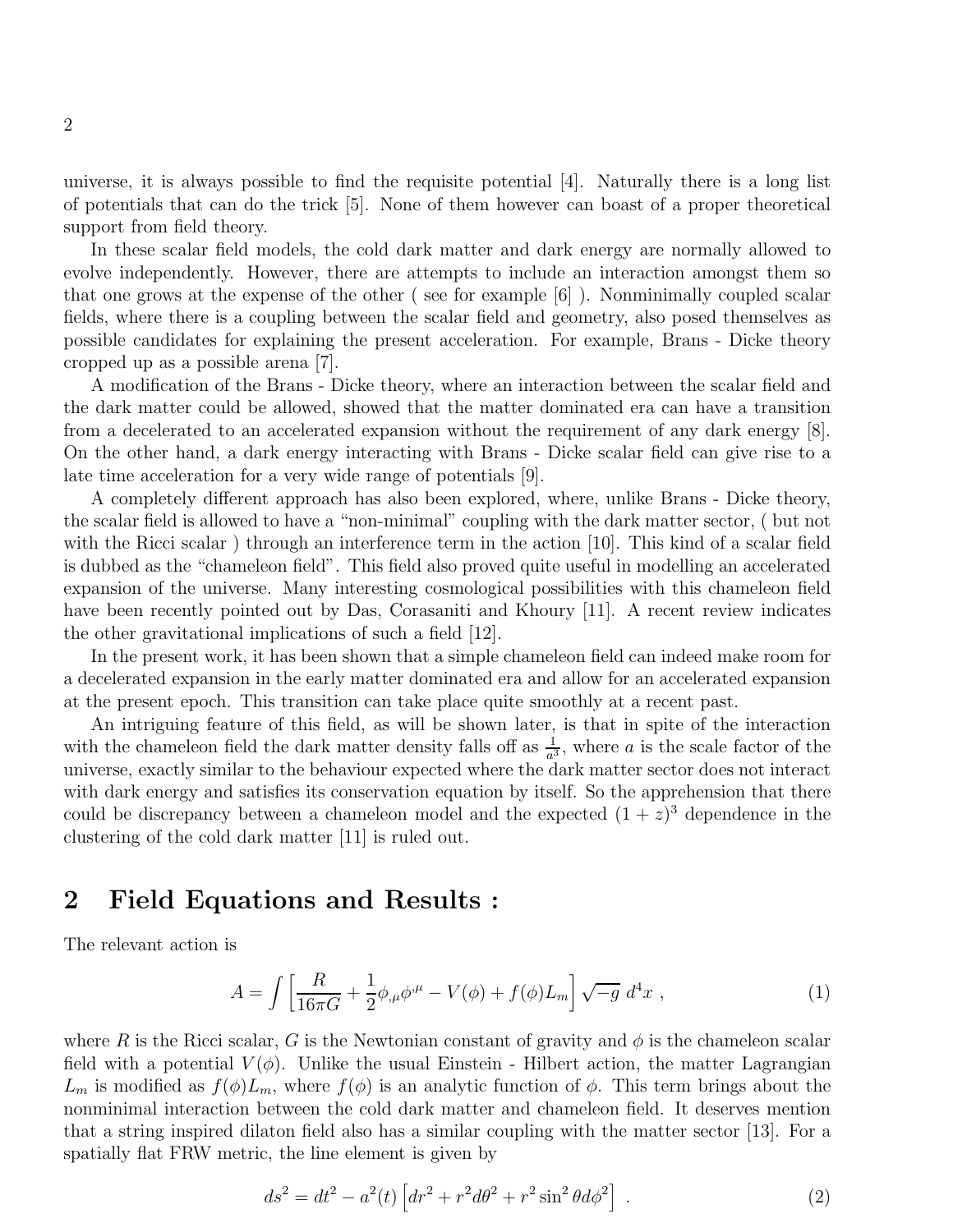universe, it is always possible to find the requisite potential [4]. Naturally there is a long list of potentials that can do the trick [5]. None of them however can boast of a proper theoretical support from field theory.

In these scalar field models, the cold dark matter and dark energy are normally allowed to evolve independently. However, there are attempts to include an interaction amongst them so that one grows at the expense of the other ( see for example [6] ). Nonminimally coupled scalar fields, where there is a coupling between the scalar field and geometry, also posed themselves as possible candidates for explaining the present acceleration. For example, Brans - Dicke theory cropped up as a possible arena [7].

A modification of the Brans - Dicke theory, where an interaction between the scalar field and the dark matter could be allowed, showed that the matter dominated era can have a transition from a decelerated to an accelerated expansion without the requirement of any dark energy [8]. On the other hand, a dark energy interacting with Brans - Dicke scalar field can give rise to a late time acceleration for a very wide range of potentials [9].

A completely different approach has also been explored, where, unlike Brans - Dicke theory, the scalar field is allowed to have a "non-minimal" coupling with the dark matter sector, ( but not with the Ricci scalar ) through an interference term in the action [10]. This kind of a scalar field is dubbed as the "chameleon field". This field also proved quite useful in modelling an accelerated expansion of the universe. Many interesting cosmological possibilities with this chameleon field have been recently pointed out by Das, Corasaniti and Khoury [11]. A recent review indicates the other gravitational implications of such a field [12].

In the present work, it has been shown that a simple chameleon field can indeed make room for a decelerated expansion in the early matter dominated era and allow for an accelerated expansion at the present epoch. This transition can take place quite smoothly at a recent past.

An intriguing feature of this field, as will be shown later, is that in spite of the interaction with the chameleon field the dark matter density falls off as $\frac{1}{a^3}$, where $a$ is the scale factor of the universe, exactly similar to the behaviour expected where the dark matter sector does not interact with dark energy and satisfies its conservation equation by itself. So the apprehension that there could be discrepancy between a chameleon model and the expected $(1+z)^3$ dependence in the clustering of the cold dark matter [11] is ruled out.

## 2 Field Equations and Results :

The relevant action is

$$A = \int \left[ \frac{R}{16\pi G} + \frac{1}{2}\phi_{,\mu}\phi^{,\mu} - V(\phi) + f(\phi)L_m \right] \sqrt{-g}\ d^4x\ , \tag{1}$$

where $R$ is the Ricci scalar, $G$ is the Newtonian constant of gravity and $\phi$ is the chameleon scalar field with a potential $V(\phi)$. Unlike the usual Einstein - Hilbert action, the matter Lagrangian $L_m$ is modified as $f(\phi)L_m$, where $f(\phi)$ is an analytic function of $\phi$. This term brings about the nonminimal interaction between the cold dark matter and chameleon field. It deserves mention that a string inspired dilaton field also has a similar coupling with the matter sector [13]. For a spatially flat FRW metric, the line element is given by

$$ds^2 = dt^2 - a^2(t)\left[dr^2 + r^2 d\theta^2 + r^2 \sin^2\theta d\phi^2\right]\ . \tag{2}$$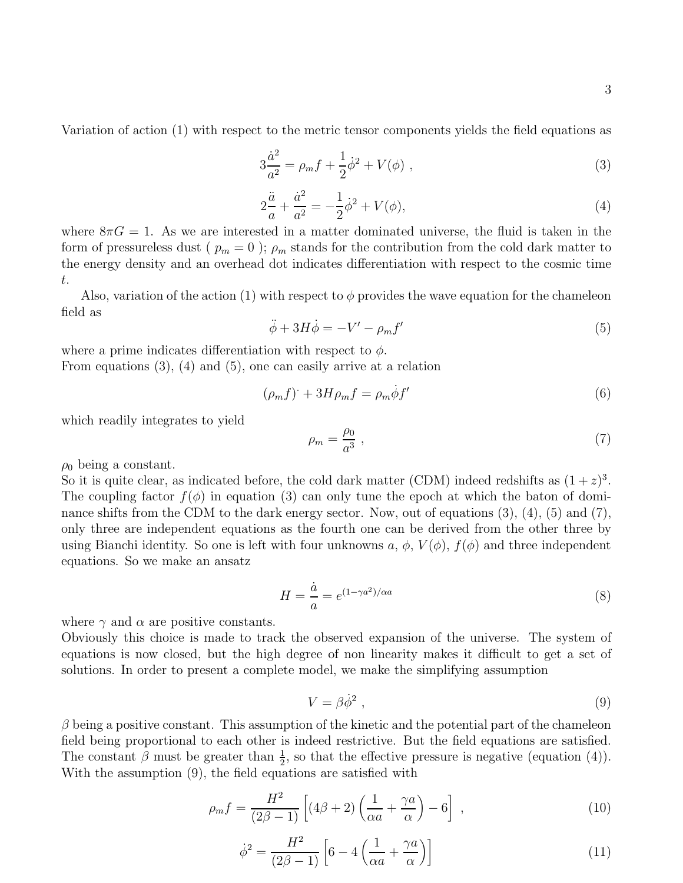Variation of action (1) with respect to the metric tensor components yields the field equations as

$$3\frac{\dot{a}^2}{a^2} = \rho_m f + \frac{1}{2}\dot{\phi}^2 + V(\phi) \ , \tag{3}$$

$$2\frac{\ddot{a}}{a} + \frac{\dot{a}^2}{a^2} = -\frac{1}{2}\dot{\phi}^2 + V(\phi), \tag{4}$$

where $8\pi G = 1$. As we are interested in a matter dominated universe, the fluid is taken in the form of pressureless dust ( $p_m = 0$ ); $\rho_m$ stands for the contribution from the cold dark matter to the energy density and an overhead dot indicates differentiation with respect to the cosmic time $t$.

Also, variation of the action (1) with respect to $\phi$ provides the wave equation for the chameleon field as

$$\ddot{\phi} + 3H\dot{\phi} = -V' - \rho_m f' \tag{5}$$

where a prime indicates differentiation with respect to $\phi$.
From equations (3), (4) and (5), one can easily arrive at a relation

$$(\rho_m f)^{\cdot} + 3H\rho_m f = \rho_m \dot{\phi} f' \tag{6}$$

which readily integrates to yield

$$\rho_m = \frac{\rho_0}{a^3} \ , \tag{7}$$

$\rho_0$ being a constant.
So it is quite clear, as indicated before, the cold dark matter (CDM) indeed redshifts as $(1+z)^3$. The coupling factor $f(\phi)$ in equation (3) can only tune the epoch at which the baton of dominance shifts from the CDM to the dark energy sector. Now, out of equations (3), (4), (5) and (7), only three are independent equations as the fourth one can be derived from the other three by using Bianchi identity. So one is left with four unknowns $a$, $\phi$, $V(\phi)$, $f(\phi)$ and three independent equations. So we make an ansatz

$$H = \frac{\dot{a}}{a} = e^{(1-\gamma a^2)/\alpha a} \tag{8}$$

where $\gamma$ and $\alpha$ are positive constants.
Obviously this choice is made to track the observed expansion of the universe. The system of equations is now closed, but the high degree of non linearity makes it difficult to get a set of solutions. In order to present a complete model, we make the simplifying assumption

$$V = \beta\dot{\phi}^2 \ , \tag{9}$$

$\beta$ being a positive constant. This assumption of the kinetic and the potential part of the chameleon field being proportional to each other is indeed restrictive. But the field equations are satisfied. The constant $\beta$ must be greater than $\frac{1}{2}$, so that the effective pressure is negative (equation (4)). With the assumption (9), the field equations are satisfied with

$$\rho_m f = \frac{H^2}{(2\beta - 1)}\left[(4\beta + 2)\left(\frac{1}{\alpha a} + \frac{\gamma a}{\alpha}\right) - 6\right] \ , \tag{10}$$

$$\dot{\phi}^2 = \frac{H^2}{(2\beta - 1)}\left[6 - 4\left(\frac{1}{\alpha a} + \frac{\gamma a}{\alpha}\right)\right] \tag{11}$$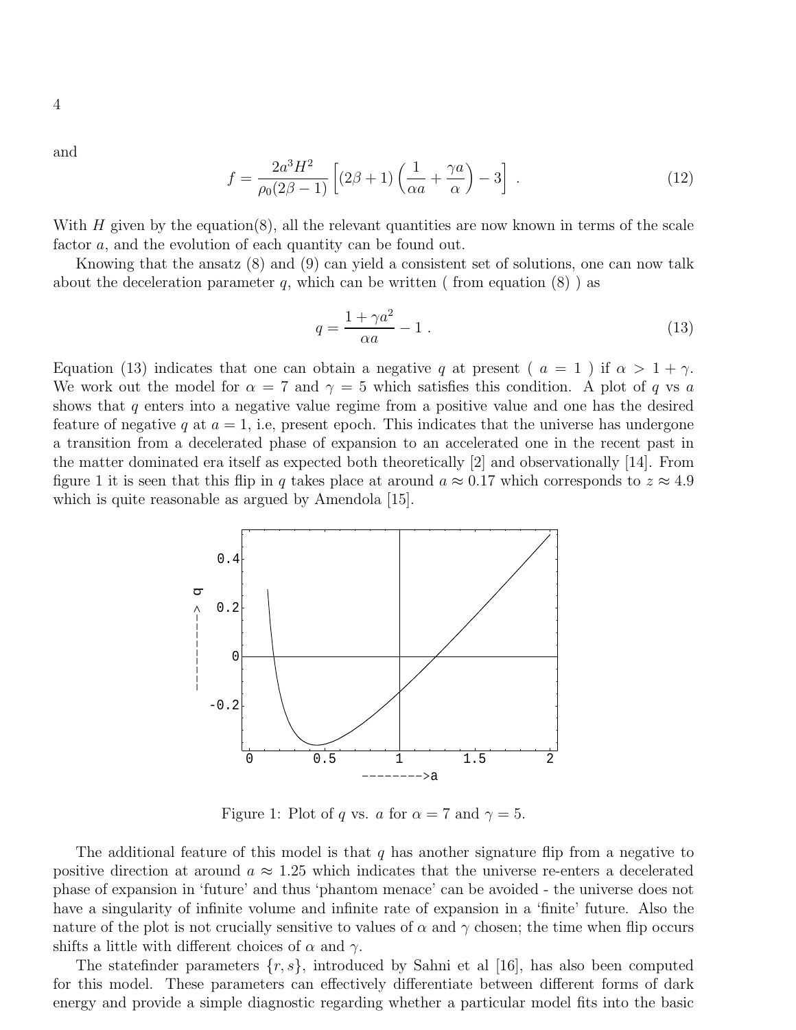and

$$f = \frac{2a^3H^2}{\rho_0(2\beta - 1)} \left[ (2\beta + 1) \left( \frac{1}{\alpha a} + \frac{\gamma a}{\alpha} \right) - 3 \right] . \tag{12}$$

With $H$ given by the equation(8), all the relevant quantities are now known in terms of the scale factor $a$, and the evolution of each quantity can be found out.

Knowing that the ansatz (8) and (9) can yield a consistent set of solutions, one can now talk about the deceleration parameter $q$, which can be written ( from equation (8) ) as

$$q = \frac{1 + \gamma a^2}{\alpha a} - 1 . \tag{13}$$

Equation (13) indicates that one can obtain a negative $q$ at present ( $a = 1$ ) if $\alpha > 1 + \gamma$. We work out the model for $\alpha = 7$ and $\gamma = 5$ which satisfies this condition. A plot of $q$ vs $a$ shows that $q$ enters into a negative value regime from a positive value and one has the desired feature of negative $q$ at $a = 1$, i.e, present epoch. This indicates that the universe has undergone a transition from a decelerated phase of expansion to an accelerated one in the recent past in the matter dominated era itself as expected both theoretically [2] and observationally [14]. From figure 1 it is seen that this flip in $q$ takes place at around $a \approx 0.17$ which corresponds to $z \approx 4.9$ which is quite reasonable as argued by Amendola [15].

Figure 1: Plot of $q$ vs. $a$ for $\alpha = 7$ and $\gamma = 5$.

The additional feature of this model is that $q$ has another signature flip from a negative to positive direction at around $a \approx 1.25$ which indicates that the universe re-enters a decelerated phase of expansion in 'future' and thus 'phantom menace' can be avoided - the universe does not have a singularity of infinite volume and infinite rate of expansion in a 'finite' future. Also the nature of the plot is not crucially sensitive to values of $\alpha$ and $\gamma$ chosen; the time when flip occurs shifts a little with different choices of $\alpha$ and $\gamma$.

The statefinder parameters $\{r, s\}$, introduced by Sahni et al [16], has also been computed for this model. These parameters can effectively differentiate between different forms of dark energy and provide a simple diagnostic regarding whether a particular model fits into the basic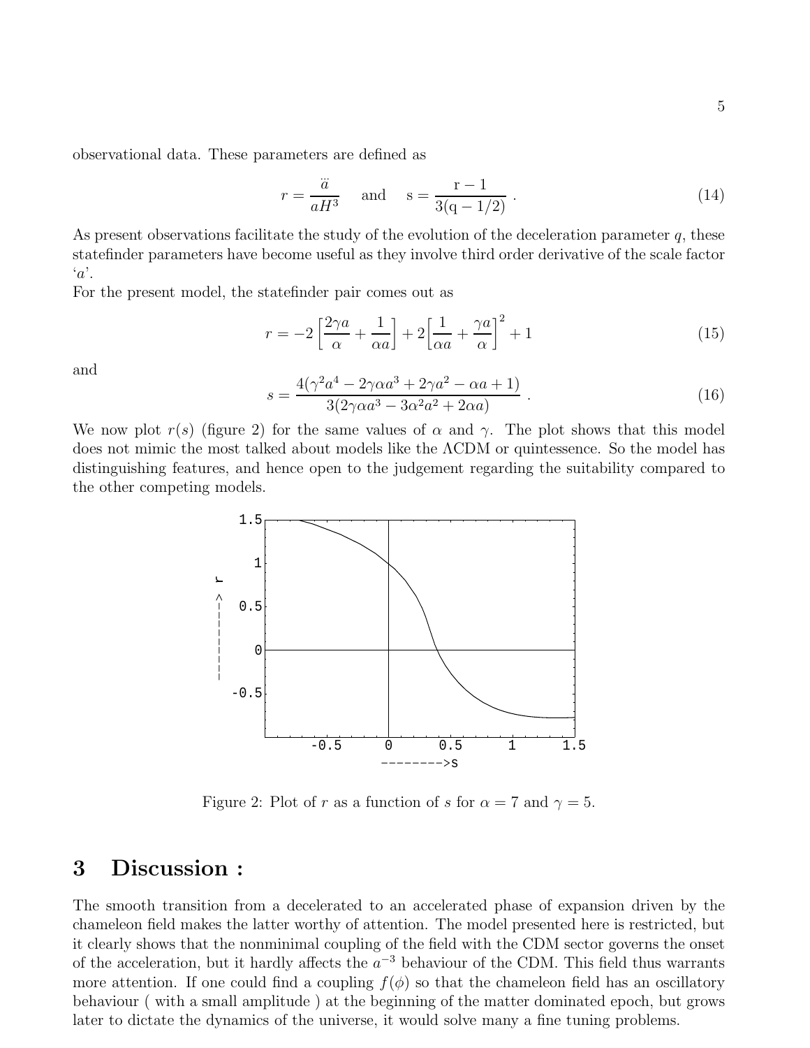observational data. These parameters are defined as

$$r = \frac{\dddot{a}}{aH^3} \quad \text{and} \quad \mathrm{s} = \frac{\mathrm{r} - 1}{3(\mathrm{q} - 1/2)} \ . \tag{14}$$

As present observations facilitate the study of the evolution of the deceleration parameter $q$, these statefinder parameters have become useful as they involve third order derivative of the scale factor '$a$'.

For the present model, the statefinder pair comes out as

$$r = -2\left[\frac{2\gamma a}{\alpha} + \frac{1}{\alpha a}\right] + 2\left[\frac{1}{\alpha a} + \frac{\gamma a}{\alpha}\right]^2 + 1 \tag{15}$$

and

$$s = \frac{4(\gamma^2 a^4 - 2\gamma\alpha a^3 + 2\gamma a^2 - \alpha a + 1)}{3(2\gamma\alpha a^3 - 3\alpha^2 a^2 + 2\alpha a)} \ . \tag{16}$$

We now plot $r(s)$ (figure 2) for the same values of $\alpha$ and $\gamma$. The plot shows that this model does not mimic the most talked about models like the ΛCDM or quintessence. So the model has distinguishing features, and hence open to the judgement regarding the suitability compared to the other competing models.

Figure 2: Plot of $r$ as a function of $s$ for $\alpha = 7$ and $\gamma = 5$.

# 3 Discussion :

The smooth transition from a decelerated to an accelerated phase of expansion driven by the chameleon field makes the latter worthy of attention. The model presented here is restricted, but it clearly shows that the nonminimal coupling of the field with the CDM sector governs the onset of the acceleration, but it hardly affects the $a^{-3}$ behaviour of the CDM. This field thus warrants more attention. If one could find a coupling $f(\phi)$ so that the chameleon field has an oscillatory behaviour ( with a small amplitude ) at the beginning of the matter dominated epoch, but grows later to dictate the dynamics of the universe, it would solve many a fine tuning problems.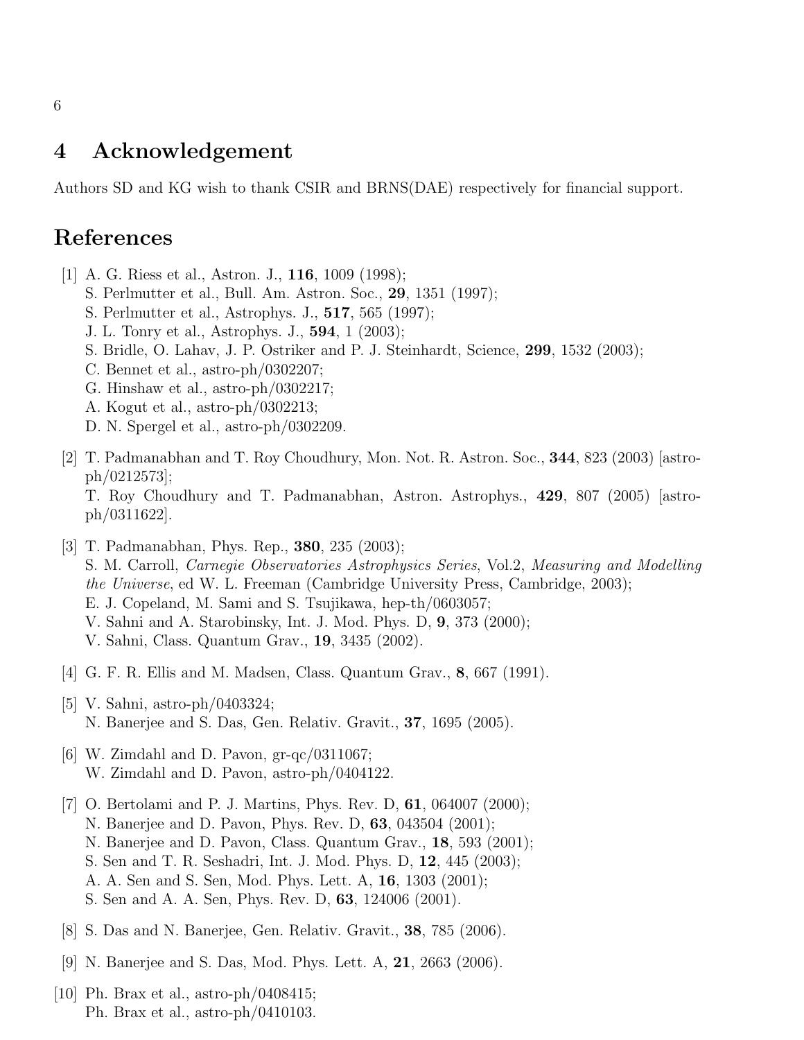# 4 Acknowledgement

Authors SD and KG wish to thank CSIR and BRNS(DAE) respectively for financial support.

# References

[1] A. G. Riess et al., Astron. J., **116**, 1009 (1998);
S. Perlmutter et al., Bull. Am. Astron. Soc., **29**, 1351 (1997);
S. Perlmutter et al., Astrophys. J., **517**, 565 (1997);
J. L. Tonry et al., Astrophys. J., **594**, 1 (2003);
S. Bridle, O. Lahav, J. P. Ostriker and P. J. Steinhardt, Science, **299**, 1532 (2003);
C. Bennet et al., astro-ph/0302207;
G. Hinshaw et al., astro-ph/0302217;
A. Kogut et al., astro-ph/0302213;
D. N. Spergel et al., astro-ph/0302209.

[2] T. Padmanabhan and T. Roy Choudhury, Mon. Not. R. Astron. Soc., **344**, 823 (2003) [astro-ph/0212573];
T. Roy Choudhury and T. Padmanabhan, Astron. Astrophys., **429**, 807 (2005) [astro-ph/0311622].

[3] T. Padmanabhan, Phys. Rep., **380**, 235 (2003);
S. M. Carroll, *Carnegie Observatories Astrophysics Series*, Vol.2, *Measuring and Modelling the Universe*, ed W. L. Freeman (Cambridge University Press, Cambridge, 2003);
E. J. Copeland, M. Sami and S. Tsujikawa, hep-th/0603057;
V. Sahni and A. Starobinsky, Int. J. Mod. Phys. D, **9**, 373 (2000);
V. Sahni, Class. Quantum Grav., **19**, 3435 (2002).

[4] G. F. R. Ellis and M. Madsen, Class. Quantum Grav., **8**, 667 (1991).

[5] V. Sahni, astro-ph/0403324;
N. Banerjee and S. Das, Gen. Relativ. Gravit., **37**, 1695 (2005).

[6] W. Zimdahl and D. Pavon, gr-qc/0311067;
W. Zimdahl and D. Pavon, astro-ph/0404122.

[7] O. Bertolami and P. J. Martins, Phys. Rev. D, **61**, 064007 (2000);
N. Banerjee and D. Pavon, Phys. Rev. D, **63**, 043504 (2001);
N. Banerjee and D. Pavon, Class. Quantum Grav., **18**, 593 (2001);
S. Sen and T. R. Seshadri, Int. J. Mod. Phys. D, **12**, 445 (2003);
A. A. Sen and S. Sen, Mod. Phys. Lett. A, **16**, 1303 (2001);
S. Sen and A. A. Sen, Phys. Rev. D, **63**, 124006 (2001).

[8] S. Das and N. Banerjee, Gen. Relativ. Gravit., **38**, 785 (2006).

[9] N. Banerjee and S. Das, Mod. Phys. Lett. A, **21**, 2663 (2006).

[10] Ph. Brax et al., astro-ph/0408415;
Ph. Brax et al., astro-ph/0410103.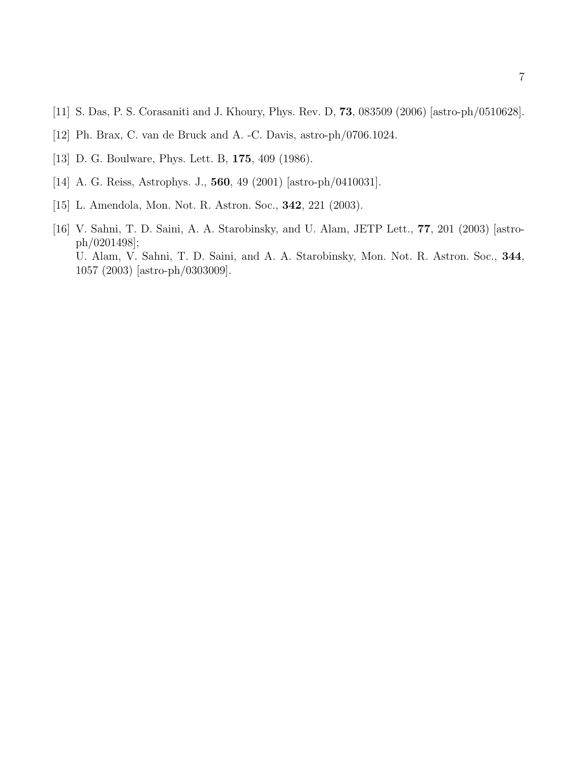[11] S. Das, P. S. Corasaniti and J. Khoury, Phys. Rev. D, **73**, 083509 (2006) [astro-ph/0510628].

[12] Ph. Brax, C. van de Bruck and A. -C. Davis, astro-ph/0706.1024.

[13] D. G. Boulware, Phys. Lett. B, **175**, 409 (1986).

[14] A. G. Reiss, Astrophys. J., **560**, 49 (2001) [astro-ph/0410031].

[15] L. Amendola, Mon. Not. R. Astron. Soc., **342**, 221 (2003).

[16] V. Sahni, T. D. Saini, A. A. Starobinsky, and U. Alam, JETP Lett., **77**, 201 (2003) [astro-ph/0201498];
U. Alam, V. Sahni, T. D. Saini, and A. A. Starobinsky, Mon. Not. R. Astron. Soc., **344**, 1057 (2003) [astro-ph/0303009].